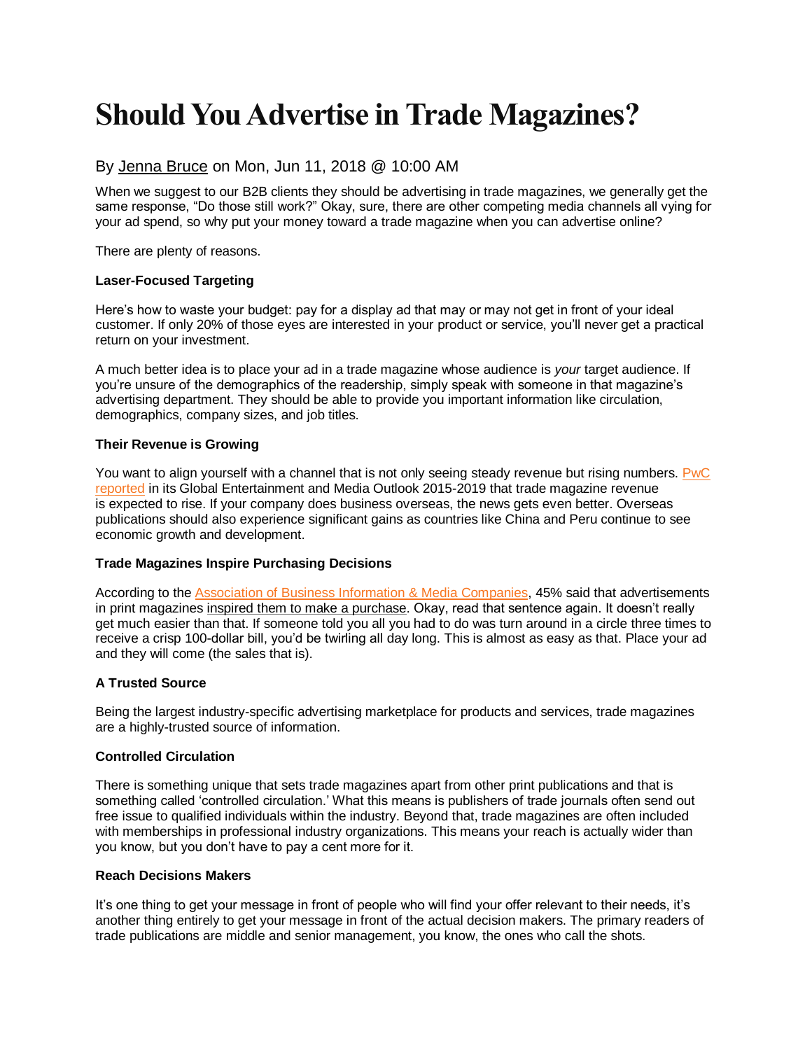# Should You Advertise in Trade Magazines?

By Jenna Bruce on Mon, Jun 11, 2018 @ 10:00 AM

When we suggest to our B2B clients they should be advertising in trade magazines, we generally get the same response, "Do those still work?" Okay, sure, there are other competing media channels all vying for your ad spend, so why put your money toward a trade magazine when you can advertise online?

There are plenty of reasons.

**Laser-Focused Targeting**

Here's how to waste your budget: pay for a display ad that may or may not get in front of your ideal customer. If only 20% of those eyes are interested in your product or service, you'll never get a practical return on your investment.

A much better idea is to place your ad in a trade magazine whose audience is *your* target audience. If you're unsure of the demographics of the readership, simply speak with someone in that magazine's advertising department. They should be able to provide you important information like circulation, demographics, company sizes, and job titles.

**Their Revenue is Growing**

You want to align yourself with a channel that is not only seeing steady revenue but rising numbers. PwC reported in its Global Entertainment and Media Outlook 2015-2019 that trade magazine revenue is expected to rise. If your company does business overseas, the news gets even better. Overseas publications should also experience significant gains as countries like China and Peru continue to see economic growth and development.

**Trade Magazines Inspire Purchasing Decisions**

According to the Association of Business Information & Media Companies, 45% said that advertisements in print magazines inspired them to make a purchase. Okay, read that sentence again. It doesn't really get much easier than that. If someone told you all you had to do was turn around in a circle three times to receive a crisp 100-dollar bill, you'd be twirling all day long. This is almost as easy as that. Place your ad and they will come (the sales that is).

**A Trusted Source**

Being the largest industry-specific advertising marketplace for products and services, trade magazines are a highly-trusted source of information.

**Controlled Circulation**

There is something unique that sets trade magazines apart from other print publications and that is something called 'controlled circulation.' What this means is publishers of trade journals often send out free issue to qualified individuals within the industry. Beyond that, trade magazines are often included with memberships in professional industry organizations. This means your reach is actually wider than you know, but you don't have to pay a cent more for it.

**Reach Decisions Makers**

It's one thing to get your message in front of people who will find your offer relevant to their needs, it's another thing entirely to get your message in front of the actual decision makers. The primary readers of trade publications are middle and senior management, you know, the ones who call the shots.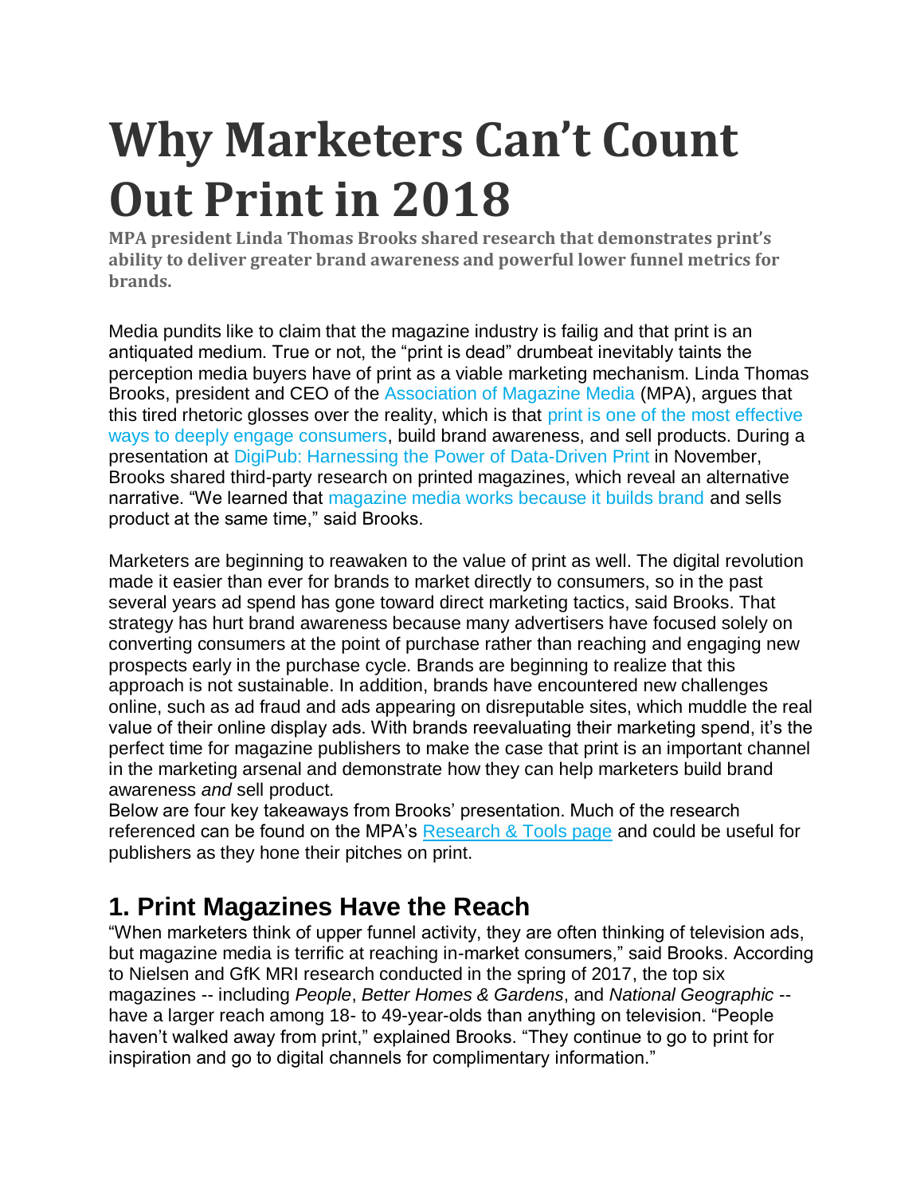# Why Marketers Can't Count Out Print in 2018

**MPA president Linda Thomas Brooks shared research that demonstrates print's ability to deliver greater brand awareness and powerful lower funnel metrics for brands.**

Media pundits like to claim that the magazine industry is failig and that print is an antiquated medium. True or not, the "print is dead" drumbeat inevitably taints the perception media buyers have of print as a viable marketing mechanism. Linda Thomas Brooks, president and CEO of the Association of Magazine Media (MPA), argues that this tired rhetoric glosses over the reality, which is that print is one of the most effective ways to deeply engage consumers, build brand awareness, and sell products. During a presentation at DigiPub: Harnessing the Power of Data-Driven Print in November, Brooks shared third-party research on printed magazines, which reveal an alternative narrative. "We learned that magazine media works because it builds brand and sells product at the same time," said Brooks.

Marketers are beginning to reawaken to the value of print as well. The digital revolution made it easier than ever for brands to market directly to consumers, so in the past several years ad spend has gone toward direct marketing tactics, said Brooks. That strategy has hurt brand awareness because many advertisers have focused solely on converting consumers at the point of purchase rather than reaching and engaging new prospects early in the purchase cycle. Brands are beginning to realize that this approach is not sustainable. In addition, brands have encountered new challenges online, such as ad fraud and ads appearing on disreputable sites, which muddle the real value of their online display ads. With brands reevaluating their marketing spend, it's the perfect time for magazine publishers to make the case that print is an important channel in the marketing arsenal and demonstrate how they can help marketers build brand awareness *and* sell product.

Below are four key takeaways from Brooks' presentation. Much of the research referenced can be found on the MPA's Research & Tools page and could be useful for publishers as they hone their pitches on print.

## 1. Print Magazines Have the Reach

"When marketers think of upper funnel activity, they are often thinking of television ads, but magazine media is terrific at reaching in-market consumers," said Brooks. According to Nielsen and GfK MRI research conducted in the spring of 2017, the top six magazines -- including *People*, *Better Homes & Gardens*, and *National Geographic* -- have a larger reach among 18- to 49-year-olds than anything on television. "People haven't walked away from print," explained Brooks. "They continue to go to print for inspiration and go to digital channels for complimentary information."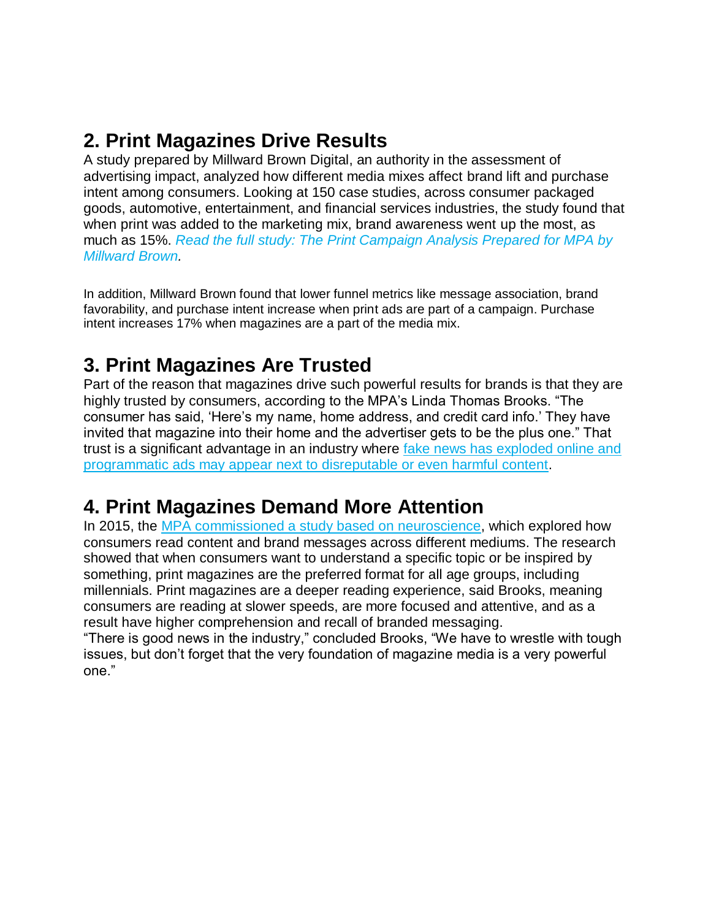## 2. Print Magazines Drive Results

A study prepared by Millward Brown Digital, an authority in the assessment of advertising impact, analyzed how different media mixes affect brand lift and purchase intent among consumers. Looking at 150 case studies, across consumer packaged goods, automotive, entertainment, and financial services industries, the study found that when print was added to the marketing mix, brand awareness went up the most, as much as 15%. *Read the full study: The Print Campaign Analysis Prepared for MPA by Millward Brown.*

In addition, Millward Brown found that lower funnel metrics like message association, brand favorability, and purchase intent increase when print ads are part of a campaign. Purchase intent increases 17% when magazines are a part of the media mix.

## 3. Print Magazines Are Trusted

Part of the reason that magazines drive such powerful results for brands is that they are highly trusted by consumers, according to the MPA's Linda Thomas Brooks. "The consumer has said, 'Here's my name, home address, and credit card info.' They have invited that magazine into their home and the advertiser gets to be the plus one." That trust is a significant advantage in an industry where fake news has exploded online and programmatic ads may appear next to disreputable or even harmful content.

## 4. Print Magazines Demand More Attention

In 2015, the MPA commissioned a study based on neuroscience, which explored how consumers read content and brand messages across different mediums. The research showed that when consumers want to understand a specific topic or be inspired by something, print magazines are the preferred format for all age groups, including millennials. Print magazines are a deeper reading experience, said Brooks, meaning consumers are reading at slower speeds, are more focused and attentive, and as a result have higher comprehension and recall of branded messaging.

"There is good news in the industry," concluded Brooks, "We have to wrestle with tough issues, but don't forget that the very foundation of magazine media is a very powerful one."